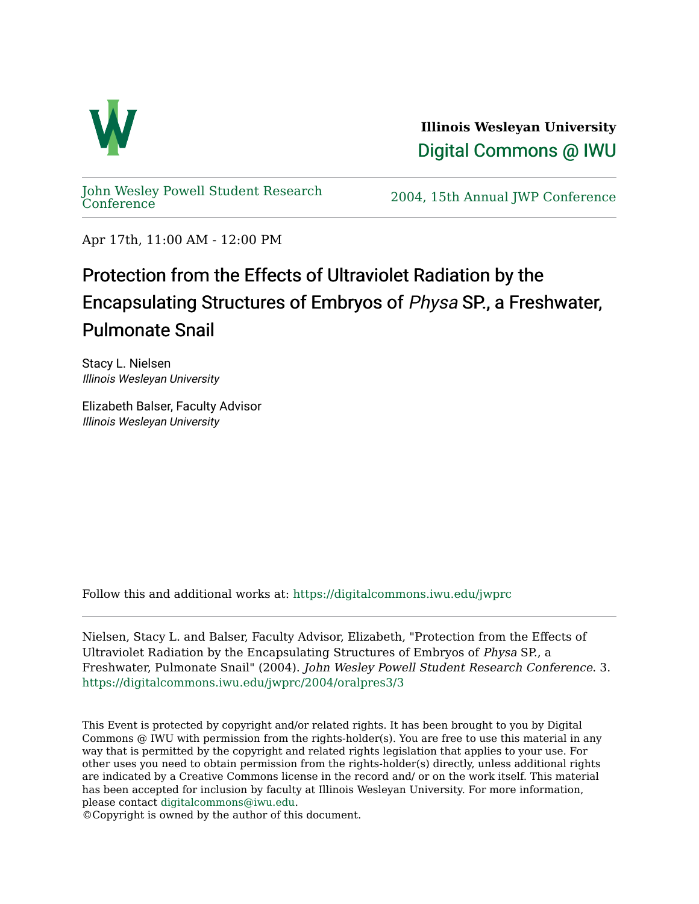**Illinois Wesleyan University**

Digital Commons @ IWU

John Wesley Powell Student Research Conference

2004, 15th Annual JWP Conference

Apr 17th, 11:00 AM - 12:00 PM

# Protection from the Effects of Ultraviolet Radiation by the Encapsulating Structures of Embryos of *Physa* SP., a Freshwater, Pulmonate Snail

Stacy L. Nielsen
*Illinois Wesleyan University*

Elizabeth Balser, Faculty Advisor
*Illinois Wesleyan University*

Follow this and additional works at: https://digitalcommons.iwu.edu/jwprc

Nielsen, Stacy L. and Balser, Faculty Advisor, Elizabeth, "Protection from the Effects of Ultraviolet Radiation by the Encapsulating Structures of Embryos of *Physa* SP., a Freshwater, Pulmonate Snail" (2004). *John Wesley Powell Student Research Conference*. 3.
https://digitalcommons.iwu.edu/jwprc/2004/oralpres3/3

This Event is protected by copyright and/or related rights. It has been brought to you by Digital Commons @ IWU with permission from the rights-holder(s). You are free to use this material in any way that is permitted by the copyright and related rights legislation that applies to your use. For other uses you need to obtain permission from the rights-holder(s) directly, unless additional rights are indicated by a Creative Commons license in the record and/ or on the work itself. This material has been accepted for inclusion by faculty at Illinois Wesleyan University. For more information, please contact digitalcommons@iwu.edu.
©Copyright is owned by the author of this document.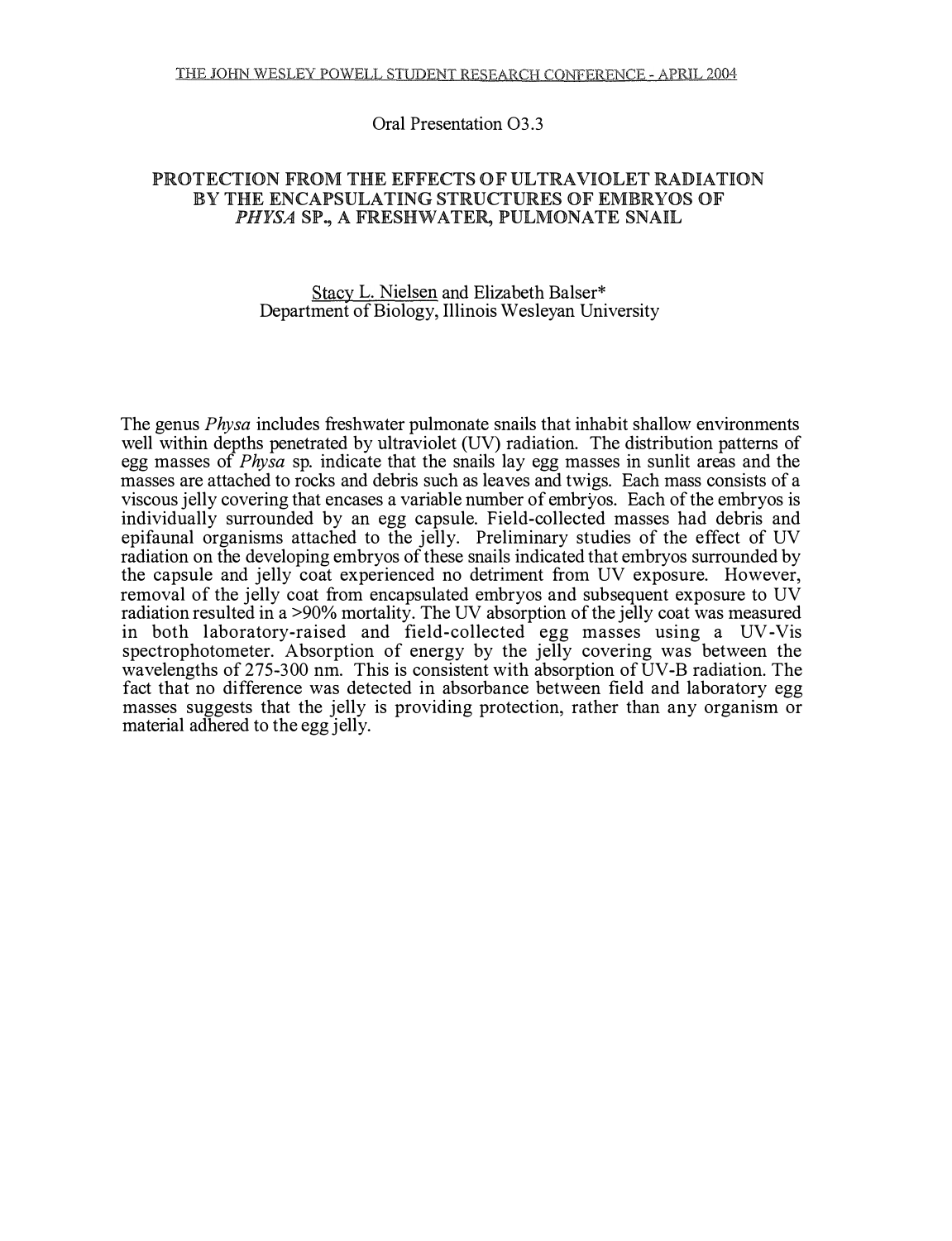Oral Presentation O3.3

# PROTECTION FROM THE EFFECTS OF ULTRAVIOLET RADIATION BY THE ENCAPSULATING STRUCTURES OF EMBRYOS OF *PHYSA* SP., A FRESHWATER, PULMONATE SNAIL

Stacy L. Nielsen and Elizabeth Balser*
Department of Biology, Illinois Wesleyan University

The genus *Physa* includes freshwater pulmonate snails that inhabit shallow environments well within depths penetrated by ultraviolet (UV) radiation. The distribution patterns of egg masses of *Physa* sp. indicate that the snails lay egg masses in sunlit areas and the masses are attached to rocks and debris such as leaves and twigs. Each mass consists of a viscous jelly covering that encases a variable number of embryos. Each of the embryos is individually surrounded by an egg capsule. Field-collected masses had debris and epifaunal organisms attached to the jelly. Preliminary studies of the effect of UV radiation on the developing embryos of these snails indicated that embryos surrounded by the capsule and jelly coat experienced no detriment from UV exposure. However, removal of the jelly coat from encapsulated embryos and subsequent exposure to UV radiation resulted in a >90% mortality. The UV absorption of the jelly coat was measured in both laboratory-raised and field-collected egg masses using a UV-Vis spectrophotometer. Absorption of energy by the jelly covering was between the wavelengths of 275-300 nm. This is consistent with absorption of UV-B radiation. The fact that no difference was detected in absorbance between field and laboratory egg masses suggests that the jelly is providing protection, rather than any organism or material adhered to the egg jelly.